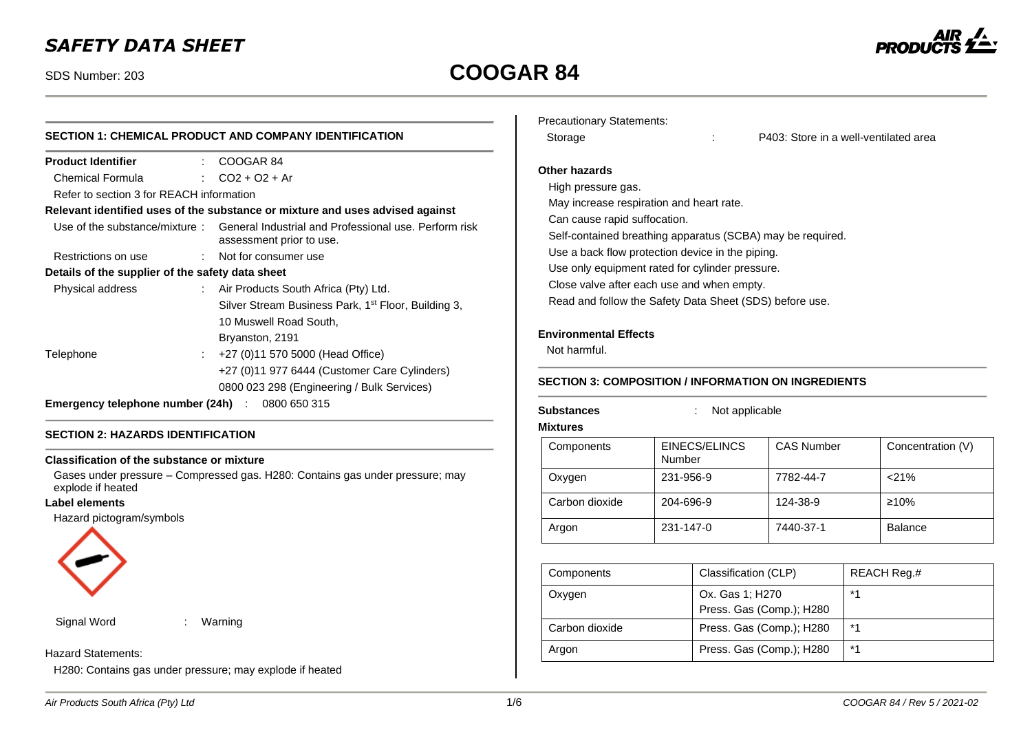# SAFETY DATA SHEET

SDS Number: 203

# COOGAR 84

## SECTION 1: CHEMICAL PRODUCT AND COMPANY IDENTIFICATION

**Product Identifier** : COOGAR 84

Chemical Formula : $CO_2 + O_2 + Ar$

Refer to section 3 for REACH information

**Relevant identified uses of the substance or mixture and uses advised against**

Use of the substance/mixture : General Industrial and Professional use. Perform risk assessment prior to use.

Restrictions on use : Not for consumer use

**Details of the supplier of the safety data sheet**

Physical address : Air Products South Africa (Pty) Ltd.
Silver Stream Business Park, 1st Floor, Building 3,
10 Muswell Road South,
Bryanston, 2191

Telephone : +27 (0)11 570 5000 (Head Office)
+27 (0)11 977 6444 (Customer Care Cylinders)
0800 023 298 (Engineering / Bulk Services)

**Emergency telephone number (24h)** : 0800 650 315

## SECTION 2: HAZARDS IDENTIFICATION

**Classification of the substance or mixture**

Gases under pressure – Compressed gas. H280: Contains gas under pressure; may explode if heated

**Label elements**

Hazard pictogram/symbols

Signal Word : Warning

Hazard Statements:

H280: Contains gas under pressure; may explode if heated

Precautionary Statements:

Storage : P403: Store in a well-ventilated area

**Other hazards**

High pressure gas.
May increase respiration and heart rate.
Can cause rapid suffocation.
Self-contained breathing apparatus (SCBA) may be required.
Use a back flow protection device in the piping.
Use only equipment rated for cylinder pressure.
Close valve after each use and when empty.
Read and follow the Safety Data Sheet (SDS) before use.

**Environmental Effects**

Not harmful.

## SECTION 3: COMPOSITION / INFORMATION ON INGREDIENTS

**Substances** : Not applicable

**Mixtures**

| Components | EINECS/ELINCS Number | CAS Number | Concentration (V) |
|---|---|---|---|
| Oxygen | 231-956-9 | 7782-44-7 | <21% |
| Carbon dioxide | 204-696-9 | 124-38-9 | ≥10% |
| Argon | 231-147-0 | 7440-37-1 | Balance |

| Components | Classification (CLP) | REACH Reg.# |
|---|---|---|
| Oxygen | Ox. Gas 1; H270<br>Press. Gas (Comp.); H280 | *1 |
| Carbon dioxide | Press. Gas (Comp.); H280 | *1 |
| Argon | Press. Gas (Comp.); H280 | *1 |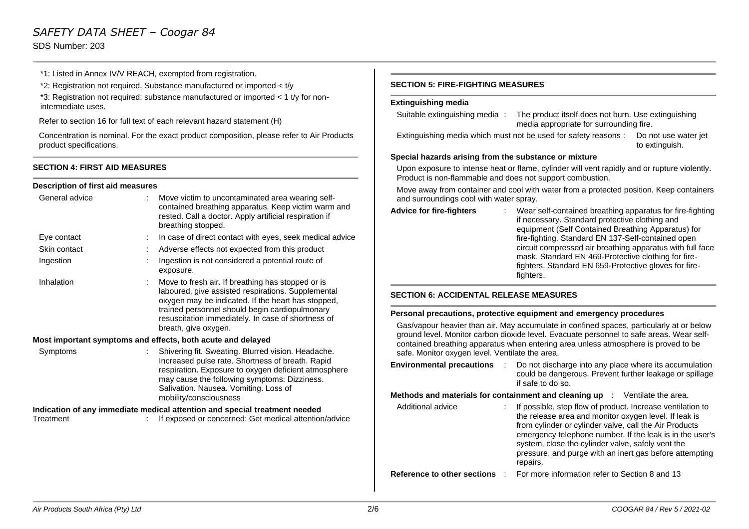\*1: Listed in Annex IV/V REACH, exempted from registration.

\*2: Registration not required. Substance manufactured or imported < t/y

\*3: Registration not required: substance manufactured or imported < 1 t/y for non-intermediate uses.

Refer to section 16 for full text of each relevant hazard statement (H)

Concentration is nominal. For the exact product composition, please refer to Air Products product specifications.

## SECTION 4: FIRST AID MEASURES

### Description of first aid measures

General advice : Move victim to uncontaminated area wearing self-contained breathing apparatus. Keep victim warm and rested. Call a doctor. Apply artificial respiration if breathing stopped.

Eye contact : In case of direct contact with eyes, seek medical advice

Skin contact : Adverse effects not expected from this product

Ingestion : Ingestion is not considered a potential route of exposure.

Inhalation : Move to fresh air. If breathing has stopped or is laboured, give assisted respirations. Supplemental oxygen may be indicated. If the heart has stopped, trained personnel should begin cardiopulmonary resuscitation immediately. In case of shortness of breath, give oxygen.

### Most important symptoms and effects, both acute and delayed

Symptoms : Shivering fit. Sweating. Blurred vision. Headache. Increased pulse rate. Shortness of breath. Rapid respiration. Exposure to oxygen deficient atmosphere may cause the following symptoms: Dizziness. Salivation. Nausea. Vomiting. Loss of mobility/consciousness

### Indication of any immediate medical attention and special treatment needed

Treatment : If exposed or concerned: Get medical attention/advice

## SECTION 5: FIRE-FIGHTING MEASURES

### Extinguishing media

Suitable extinguishing media : The product itself does not burn. Use extinguishing media appropriate for surrounding fire.

Extinguishing media which must not be used for safety reasons : Do not use water jet to extinguish.

### Special hazards arising from the substance or mixture

Upon exposure to intense heat or flame, cylinder will vent rapidly and or rupture violently. Product is non-flammable and does not support combustion.

Move away from container and cool with water from a protected position. Keep containers and surroundings cool with water spray.

**Advice for fire-fighters** : Wear self-contained breathing apparatus for fire-fighting if necessary. Standard protective clothing and equipment (Self Contained Breathing Apparatus) for fire-fighting. Standard EN 137-Self-contained open circuit compressed air breathing apparatus with full face mask. Standard EN 469-Protective clothing for fire-fighters. Standard EN 659-Protective gloves for fire-fighters.

## SECTION 6: ACCIDENTAL RELEASE MEASURES

### Personal precautions, protective equipment and emergency procedures

Gas/vapour heavier than air. May accumulate in confined spaces, particularly at or below ground level. Monitor carbon dioxide level. Evacuate personnel to safe areas. Wear self-contained breathing apparatus when entering area unless atmosphere is proved to be safe. Monitor oxygen level. Ventilate the area.

**Environmental precautions** : Do not discharge into any place where its accumulation could be dangerous. Prevent further leakage or spillage if safe to do so.

**Methods and materials for containment and cleaning up** : Ventilate the area.

Additional advice : If possible, stop flow of product. Increase ventilation to the release area and monitor oxygen level. If leak is from cylinder or cylinder valve, call the Air Products emergency telephone number. If the leak is in the user's system, close the cylinder valve, safely vent the pressure, and purge with an inert gas before attempting repairs.

**Reference to other sections** : For more information refer to Section 8 and 13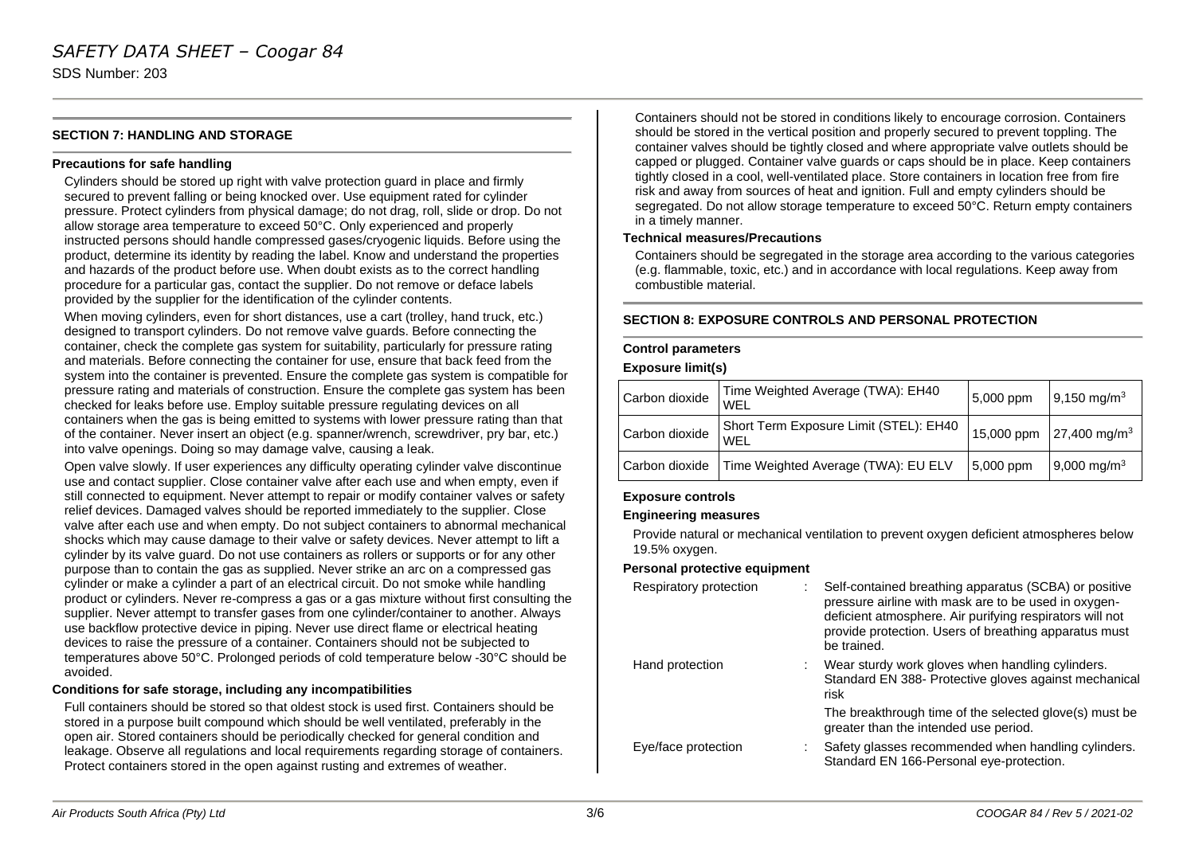## SECTION 7: HANDLING AND STORAGE

**Precautions for safe handling**

Cylinders should be stored up right with valve protection guard in place and firmly secured to prevent falling or being knocked over. Use equipment rated for cylinder pressure. Protect cylinders from physical damage; do not drag, roll, slide or drop. Do not allow storage area temperature to exceed 50°C. Only experienced and properly instructed persons should handle compressed gases/cryogenic liquids. Before using the product, determine its identity by reading the label. Know and understand the properties and hazards of the product before use. When doubt exists as to the correct handling procedure for a particular gas, contact the supplier. Do not remove or deface labels provided by the supplier for the identification of the cylinder contents.

When moving cylinders, even for short distances, use a cart (trolley, hand truck, etc.) designed to transport cylinders. Do not remove valve guards. Before connecting the container, check the complete gas system for suitability, particularly for pressure rating and materials. Before connecting the container for use, ensure that back feed from the system into the container is prevented. Ensure the complete gas system is compatible for pressure rating and materials of construction. Ensure the complete gas system has been checked for leaks before use. Employ suitable pressure regulating devices on all containers when the gas is being emitted to systems with lower pressure rating than that of the container. Never insert an object (e.g. spanner/wrench, screwdriver, pry bar, etc.) into valve openings. Doing so may damage valve, causing a leak.

Open valve slowly. If user experiences any difficulty operating cylinder valve discontinue use and contact supplier. Close container valve after each use and when empty, even if still connected to equipment. Never attempt to repair or modify container valves or safety relief devices. Damaged valves should be reported immediately to the supplier. Close valve after each use and when empty. Do not subject containers to abnormal mechanical shocks which may cause damage to their valve or safety devices. Never attempt to lift a cylinder by its valve guard. Do not use containers as rollers or supports or for any other purpose than to contain the gas as supplied. Never strike an arc on a compressed gas cylinder or make a cylinder a part of an electrical circuit. Do not smoke while handling product or cylinders. Never re-compress a gas or a gas mixture without first consulting the supplier. Never attempt to transfer gases from one cylinder/container to another. Always use backflow protective device in piping. Never use direct flame or electrical heating devices to raise the pressure of a container. Containers should not be subjected to temperatures above 50°C. Prolonged periods of cold temperature below -30°C should be avoided.

**Conditions for safe storage, including any incompatibilities**

Full containers should be stored so that oldest stock is used first. Containers should be stored in a purpose built compound which should be well ventilated, preferably in the open air. Stored containers should be periodically checked for general condition and leakage. Observe all regulations and local requirements regarding storage of containers. Protect containers stored in the open against rusting and extremes of weather.

Containers should not be stored in conditions likely to encourage corrosion. Containers should be stored in the vertical position and properly secured to prevent toppling. The container valves should be tightly closed and where appropriate valve outlets should be capped or plugged. Container valve guards or caps should be in place. Keep containers tightly closed in a cool, well-ventilated place. Store containers in location free from fire risk and away from sources of heat and ignition. Full and empty cylinders should be segregated. Do not allow storage temperature to exceed 50°C. Return empty containers in a timely manner.

**Technical measures/Precautions**

Containers should be segregated in the storage area according to the various categories (e.g. flammable, toxic, etc.) and in accordance with local regulations. Keep away from combustible material.

## SECTION 8: EXPOSURE CONTROLS AND PERSONAL PROTECTION

**Control parameters**

**Exposure limit(s)**

| | | | |
|---|---|---|---|
| Carbon dioxide | Time Weighted Average (TWA): EH40 WEL | 5,000 ppm | 9,150 mg/m$^3$ |
| Carbon dioxide | Short Term Exposure Limit (STEL): EH40 WEL | 15,000 ppm | 27,400 mg/m$^3$ |
| Carbon dioxide | Time Weighted Average (TWA): EU ELV | 5,000 ppm | 9,000 mg/m$^3$ |

**Exposure controls**

**Engineering measures**

Provide natural or mechanical ventilation to prevent oxygen deficient atmospheres below 19.5% oxygen.

**Personal protective equipment**

Respiratory protection : Self-contained breathing apparatus (SCBA) or positive pressure airline with mask are to be used in oxygen-deficient atmosphere. Air purifying respirators will not provide protection. Users of breathing apparatus must be trained.

Hand protection : Wear sturdy work gloves when handling cylinders. Standard EN 388- Protective gloves against mechanical risk

The breakthrough time of the selected glove(s) must be greater than the intended use period.

Eye/face protection : Safety glasses recommended when handling cylinders. Standard EN 166-Personal eye-protection.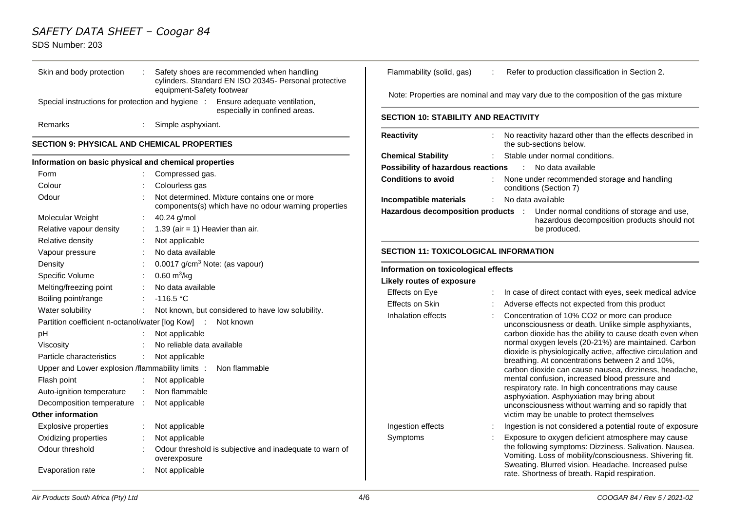| | | |
|---|---|---|
| Skin and body protection | : | Safety shoes are recommended when handling cylinders. Standard EN ISO 20345- Personal protective equipment-Safety footwear |
| Special instructions for protection and hygiene | : | Ensure adequate ventilation, especially in confined areas. |
| Remarks | : | Simple asphyxiant. |

## SECTION 9: PHYSICAL AND CHEMICAL PROPERTIES

### Information on basic physical and chemical properties

| | | |
|---|---|---|
| Form | : | Compressed gas. |
| Colour | : | Colourless gas |
| Odour | : | Not determined. Mixture contains one or more components(s) which have no odour warning properties |
| Molecular Weight | : | 40.24 g/mol |
| Relative vapour density | : | 1.39 (air = 1) Heavier than air. |
| Relative density | : | Not applicable |
| Vapour pressure | : | No data available |
| Density | : | 0.0017 g/cm$^3$ Note: (as vapour) |
| Specific Volume | : | 0.60 m$^3$/kg |
| Melting/freezing point | : | No data available |
| Boiling point/range | : | -116.5 °C |
| Water solubility | : | Not known, but considered to have low solubility. |
| Partition coefficient n-octanol/water [log Kow] | : | Not known |
| pH | : | Not applicable |
| Viscosity | : | No reliable data available |
| Particle characteristics | : | Not applicable |
| Upper and Lower explosion /flammability limits | : | Non flammable |
| Flash point | : | Not applicable |
| Auto-ignition temperature | : | Non flammable |
| Decomposition temperature | : | Not applicable |

**Other information**

| | | |
|---|---|---|
| Explosive properties | : | Not applicable |
| Oxidizing properties | : | Not applicable |
| Odour threshold | : | Odour threshold is subjective and inadequate to warn of overexposure |
| Evaporation rate | : | Not applicable |
| Flammability (solid, gas) | : | Refer to production classification in Section 2. |

Note: Properties are nominal and may vary due to the composition of the gas mixture

## SECTION 10: STABILITY AND REACTIVITY

| | | |
|---|---|---|
| **Reactivity** | : | No reactivity hazard other than the effects described in the sub-sections below. |
| **Chemical Stability** | : | Stable under normal conditions. |
| **Possibility of hazardous reactions** | : | No data available |
| **Conditions to avoid** | : | None under recommended storage and handling conditions (Section 7) |
| **Incompatible materials** | : | No data available |
| **Hazardous decomposition products** | : | Under normal conditions of storage and use, hazardous decomposition products should not be produced. |

## SECTION 11: TOXICOLOGICAL INFORMATION

### Information on toxicological effects

**Likely routes of exposure**

| | | |
|---|---|---|
| Effects on Eye | : | In case of direct contact with eyes, seek medical advice |
| Effects on Skin | : | Adverse effects not expected from this product |
| Inhalation effects | : | Concentration of 10% CO2 or more can produce unconsciousness or death. Unlike simple asphyxiants, carbon dioxide has the ability to cause death even when normal oxygen levels (20-21%) are maintained. Carbon dioxide is physiologically active, affective circulation and breathing. At concentrations between 2 and 10%, carbon dioxide can cause nausea, dizziness, headache, mental confusion, increased blood pressure and respiratory rate. In high concentrations may cause asphyxiation. Asphyxiation may bring about unconsciousness without warning and so rapidly that victim may be unable to protect themselves |
| Ingestion effects | : | Ingestion is not considered a potential route of exposure |
| Symptoms | : | Exposure to oxygen deficient atmosphere may cause the following symptoms: Dizziness. Salivation. Nausea. Vomiting. Loss of mobility/consciousness. Shivering fit. Sweating. Blurred vision. Headache. Increased pulse rate. Shortness of breath. Rapid respiration. |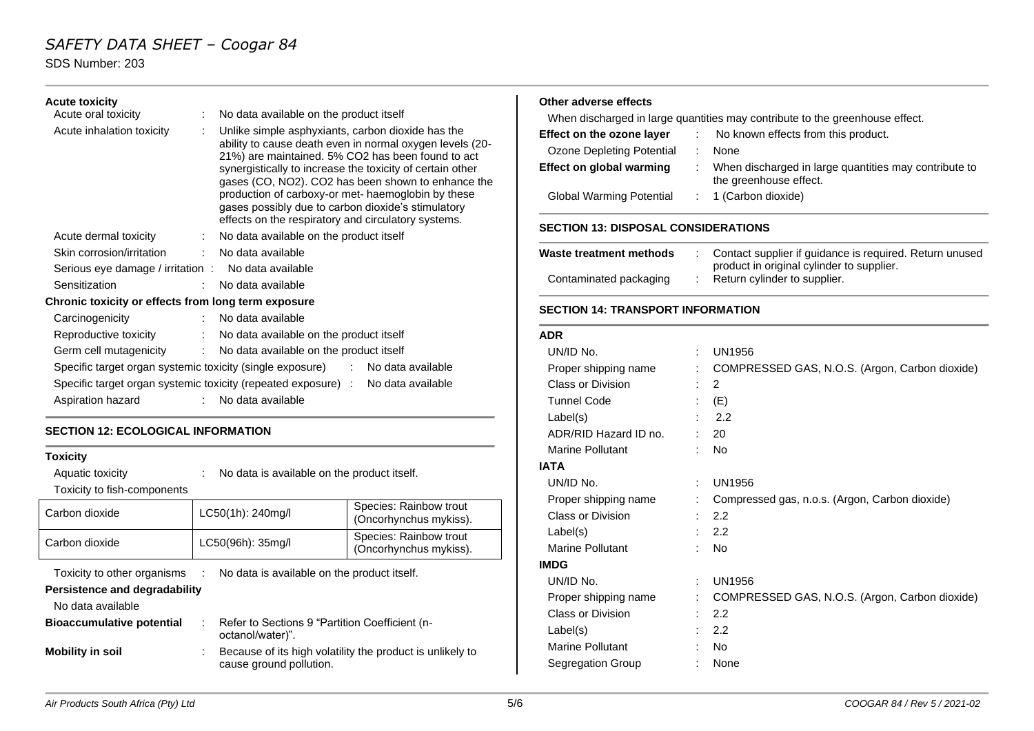**Acute toxicity**

| | |
|---|---|
| Acute oral toxicity | No data available on the product itself |
| Acute inhalation toxicity | Unlike simple asphyxiants, carbon dioxide has the ability to cause death even in normal oxygen levels (20-21%) are maintained. 5% $CO_2$ has been found to act synergistically to increase the toxicity of certain other gases (CO, $NO_2$). $CO_2$ has been shown to enhance the production of carboxy-or met- haemoglobin by these gases possibly due to carbon dioxide's stimulatory effects on the respiratory and circulatory systems. |
| Acute dermal toxicity | No data available on the product itself |
| Skin corrosion/irritation | No data available |
| Serious eye damage / irritation | No data available |
| Sensitization | No data available |

**Chronic toxicity or effects from long term exposure**

| | |
|---|---|
| Carcinogenicity | No data available |
| Reproductive toxicity | No data available on the product itself |
| Germ cell mutagenicity | No data available on the product itself |
| Specific target organ systemic toxicity (single exposure) | No data available |
| Specific target organ systemic toxicity (repeated exposure) | No data available |
| Aspiration hazard | No data available |

## SECTION 12: ECOLOGICAL INFORMATION

**Toxicity**

Aquatic toxicity : No data is available on the product itself.

Toxicity to fish-components

| | | |
|---|---|---|
| Carbon dioxide | LC50(1h): 240mg/l | Species: Rainbow trout (Oncorhynchus mykiss). |
| Carbon dioxide | LC50(96h): 35mg/l | Species: Rainbow trout (Oncorhynchus mykiss). |

Toxicity to other organisms : No data is available on the product itself.

**Persistence and degradability**

No data available

**Bioaccumulative potential** : Refer to Sections 9 "Partition Coefficient (n-octanol/water)".

**Mobility in soil** : Because of its high volatility the product is unlikely to cause ground pollution.

**Other adverse effects**

When discharged in large quantities may contribute to the greenhouse effect.

| | |
|---|---|
| **Effect on the ozone layer** | No known effects from this product. |
| Ozone Depleting Potential | None |
| **Effect on global warming** | When discharged in large quantities may contribute to the greenhouse effect. |
| Global Warming Potential | 1 (Carbon dioxide) |

## SECTION 13: DISPOSAL CONSIDERATIONS

| | |
|---|---|
| **Waste treatment methods** | Contact supplier if guidance is required. Return unused product in original cylinder to supplier. |
| Contaminated packaging | Return cylinder to supplier. |

## SECTION 14: TRANSPORT INFORMATION

**ADR**

| | |
|---|---|
| UN/ID No. | UN1956 |
| Proper shipping name | COMPRESSED GAS, N.O.S. (Argon, Carbon dioxide) |
| Class or Division | 2 |
| Tunnel Code | (E) |
| Label(s) | 2.2 |
| ADR/RID Hazard ID no. | 20 |
| Marine Pollutant | No |

**IATA**

| | |
|---|---|
| UN/ID No. | UN1956 |
| Proper shipping name | Compressed gas, n.o.s. (Argon, Carbon dioxide) |
| Class or Division | 2.2 |
| Label(s) | 2.2 |
| Marine Pollutant | No |

**IMDG**

| | |
|---|---|
| UN/ID No. | UN1956 |
| Proper shipping name | COMPRESSED GAS, N.O.S. (Argon, Carbon dioxide) |
| Class or Division | 2.2 |
| Label(s) | 2.2 |
| Marine Pollutant | No |
| Segregation Group | None |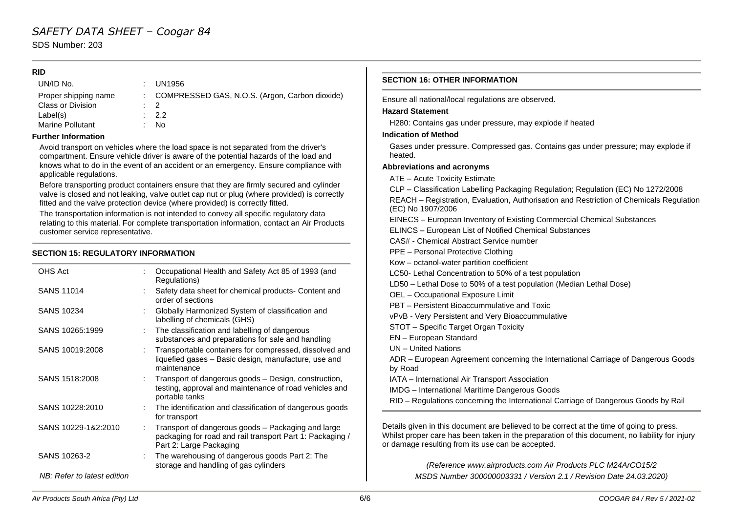**RID**

| | | |
|---|---|---|
| UN/ID No. | : | UN1956 |
| Proper shipping name | : | COMPRESSED GAS, N.O.S. (Argon, Carbon dioxide) |
| Class or Division | : | 2 |
| Label(s) | : | 2.2 |
| Marine Pollutant | : | No |

**Further Information**

Avoid transport on vehicles where the load space is not separated from the driver's compartment. Ensure vehicle driver is aware of the potential hazards of the load and knows what to do in the event of an accident or an emergency. Ensure compliance with applicable regulations.

Before transporting product containers ensure that they are firmly secured and cylinder valve is closed and not leaking, valve outlet cap nut or plug (where provided) is correctly fitted and the valve protection device (where provided) is correctly fitted.

The transportation information is not intended to convey all specific regulatory data relating to this material. For complete transportation information, contact an Air Products customer service representative.

## SECTION 15: REGULATORY INFORMATION

| | | |
|---|---|---|
| OHS Act | : | Occupational Health and Safety Act 85 of 1993 (and Regulations) |
| SANS 11014 | : | Safety data sheet for chemical products- Content and order of sections |
| SANS 10234 | : | Globally Harmonized System of classification and labelling of chemicals (GHS) |
| SANS 10265:1999 | : | The classification and labelling of dangerous substances and preparations for sale and handling |
| SANS 10019:2008 | : | Transportable containers for compressed, dissolved and liquefied gases – Basic design, manufacture, use and maintenance |
| SANS 1518:2008 | : | Transport of dangerous goods – Design, construction, testing, approval and maintenance of road vehicles and portable tanks |
| SANS 10228:2010 | : | The identification and classification of dangerous goods for transport |
| SANS 10229-1&2:2010 | : | Transport of dangerous goods – Packaging and large packaging for road and rail transport Part 1: Packaging / Part 2: Large Packaging |
| SANS 10263-2 | : | The warehousing of dangerous goods Part 2: The storage and handling of gas cylinders |

*NB: Refer to latest edition*

## SECTION 16: OTHER INFORMATION

Ensure all national/local regulations are observed.

**Hazard Statement**

H280: Contains gas under pressure, may explode if heated

**Indication of Method**

Gases under pressure. Compressed gas. Contains gas under pressure; may explode if heated.

**Abbreviations and acronyms**

ATE – Acute Toxicity Estimate
CLP – Classification Labelling Packaging Regulation; Regulation (EC) No 1272/2008
REACH – Registration, Evaluation, Authorisation and Restriction of Chemicals Regulation (EC) No 1907/2006
EINECS – European Inventory of Existing Commercial Chemical Substances
ELINCS – European List of Notified Chemical Substances
CAS# - Chemical Abstract Service number
PPE – Personal Protective Clothing
Kow – octanol-water partition coefficient
LC50- Lethal Concentration to 50% of a test population
LD50 – Lethal Dose to 50% of a test population (Median Lethal Dose)
OEL – Occupational Exposure Limit
PBT – Persistent Bioaccummulative and Toxic
vPvB - Very Persistent and Very Bioaccummulative
STOT – Specific Target Organ Toxicity
EN – European Standard
UN – United Nations
ADR – European Agreement concerning the International Carriage of Dangerous Goods by Road
IATA – International Air Transport Association
IMDG – International Maritime Dangerous Goods
RID – Regulations concerning the International Carriage of Dangerous Goods by Rail

Details given in this document are believed to be correct at the time of going to press. Whilst proper care has been taken in the preparation of this document, no liability for injury or damage resulting from its use can be accepted.

*(Reference www.airproducts.com Air Products PLC M24ArCO15/2*
*MSDS Number 300000003331 / Version 2.1 / Revision Date 24.03.2020)*